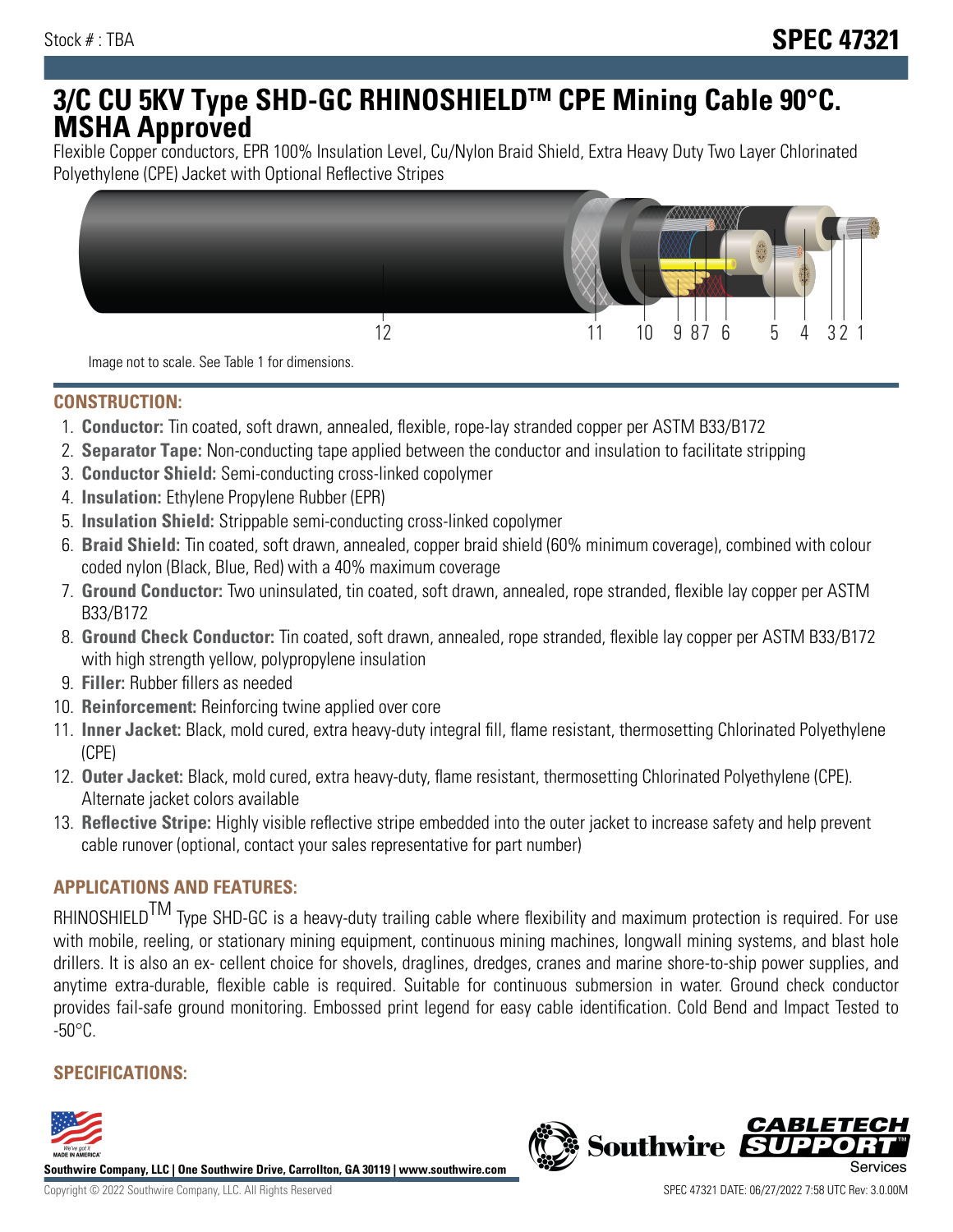Stock # : TBA

# SPEC 47321

## 3/C CU 5KV Type SHD-GC RHINOSHIELDTM CPE Mining Cable 90°C. MSHA Approved

Flexible Copper conductors, EPR 100% Insulation Level, Cu/Nylon Braid Shield, Extra Heavy Duty Two Layer Chlorinated Polyethylene (CPE) Jacket with Optional Reflective Stripes

12 11 10 9 8 7 6 5 4 3 2 1

Image not to scale. See Table 1 for dimensions.

### CONSTRUCTION:

1. **Conductor:** Tin coated, soft drawn, annealed, flexible, rope-lay stranded copper per ASTM B33/B172
2. **Separator Tape:** Non-conducting tape applied between the conductor and insulation to facilitate stripping
3. **Conductor Shield:** Semi-conducting cross-linked copolymer
4. **Insulation:** Ethylene Propylene Rubber (EPR)
5. **Insulation Shield:** Strippable semi-conducting cross-linked copolymer
6. **Braid Shield:** Tin coated, soft drawn, annealed, copper braid shield (60% minimum coverage), combined with colour coded nylon (Black, Blue, Red) with a 40% maximum coverage
7. **Ground Conductor:** Two uninsulated, tin coated, soft drawn, annealed, rope stranded, flexible lay copper per ASTM B33/B172
8. **Ground Check Conductor:** Tin coated, soft drawn, annealed, rope stranded, flexible lay copper per ASTM B33/B172 with high strength yellow, polypropylene insulation
9. **Filler:** Rubber fillers as needed
10. **Reinforcement:** Reinforcing twine applied over core
11. **Inner Jacket:** Black, mold cured, extra heavy-duty integral fill, flame resistant, thermosetting Chlorinated Polyethylene (CPE)
12. **Outer Jacket:** Black, mold cured, extra heavy-duty, flame resistant, thermosetting Chlorinated Polyethylene (CPE). Alternate jacket colors available
13. **Reflective Stripe:** Highly visible reflective stripe embedded into the outer jacket to increase safety and help prevent cable runover (optional, contact your sales representative for part number)

### APPLICATIONS AND FEATURES:

RHINOSHIELDTM Type SHD-GC is a heavy-duty trailing cable where flexibility and maximum protection is required. For use with mobile, reeling, or stationary mining equipment, continuous mining machines, longwall mining systems, and blast hole drillers. It is also an ex- cellent choice for shovels, draglines, dredges, cranes and marine shore-to-ship power supplies, and anytime extra-durable, flexible cable is required. Suitable for continuous submersion in water. Ground check conductor provides fail-safe ground monitoring. Embossed print legend for easy cable identification. Cold Bend and Impact Tested to -50°C.

### SPECIFICATIONS:

Southwire Company, LLC | One Southwire Drive, Carrollton, GA 30119 | www.southwire.com

Copyright © 2022 Southwire Company, LLC. All Rights Reserved

SPEC 47321 DATE: 06/27/2022 7:58 UTC Rev: 3.0.00M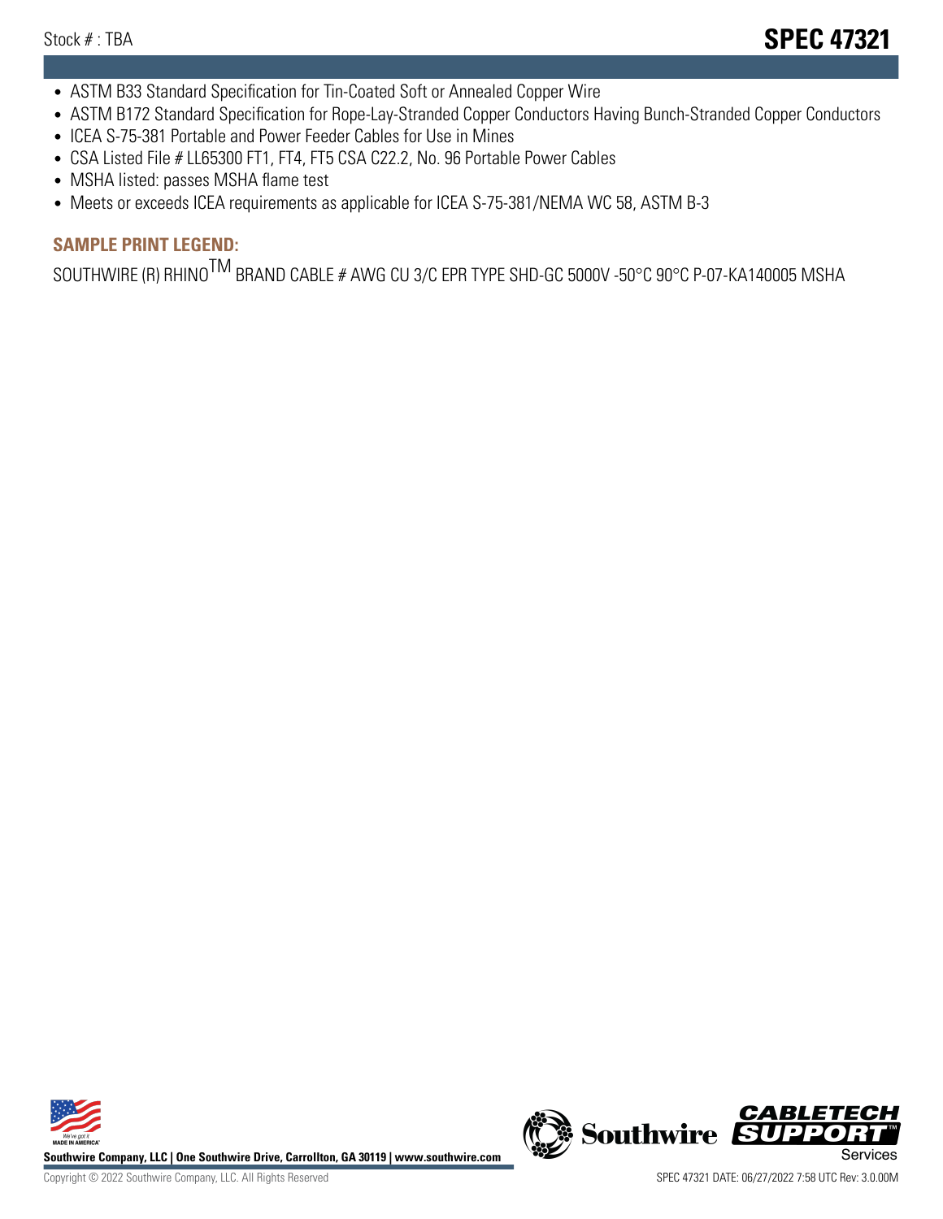- ASTM B33 Standard Specification for Tin-Coated Soft or Annealed Copper Wire
- ASTM B172 Standard Specification for Rope-Lay-Stranded Copper Conductors Having Bunch-Stranded Copper Conductors
- ICEA S-75-381 Portable and Power Feeder Cables for Use in Mines
- CSA Listed File # LL65300 FT1, FT4, FT5 CSA C22.2, No. 96 Portable Power Cables
- MSHA listed: passes MSHA flame test
- Meets or exceeds ICEA requirements as applicable for ICEA S-75-381/NEMA WC 58, ASTM B-3

## SAMPLE PRINT LEGEND:

SOUTHWIRE (R) RHINO$^{TM}$ BRAND CABLE # AWG CU 3/C EPR TYPE SHD-GC 5000V -50°C 90°C P-07-KA140005 MSHA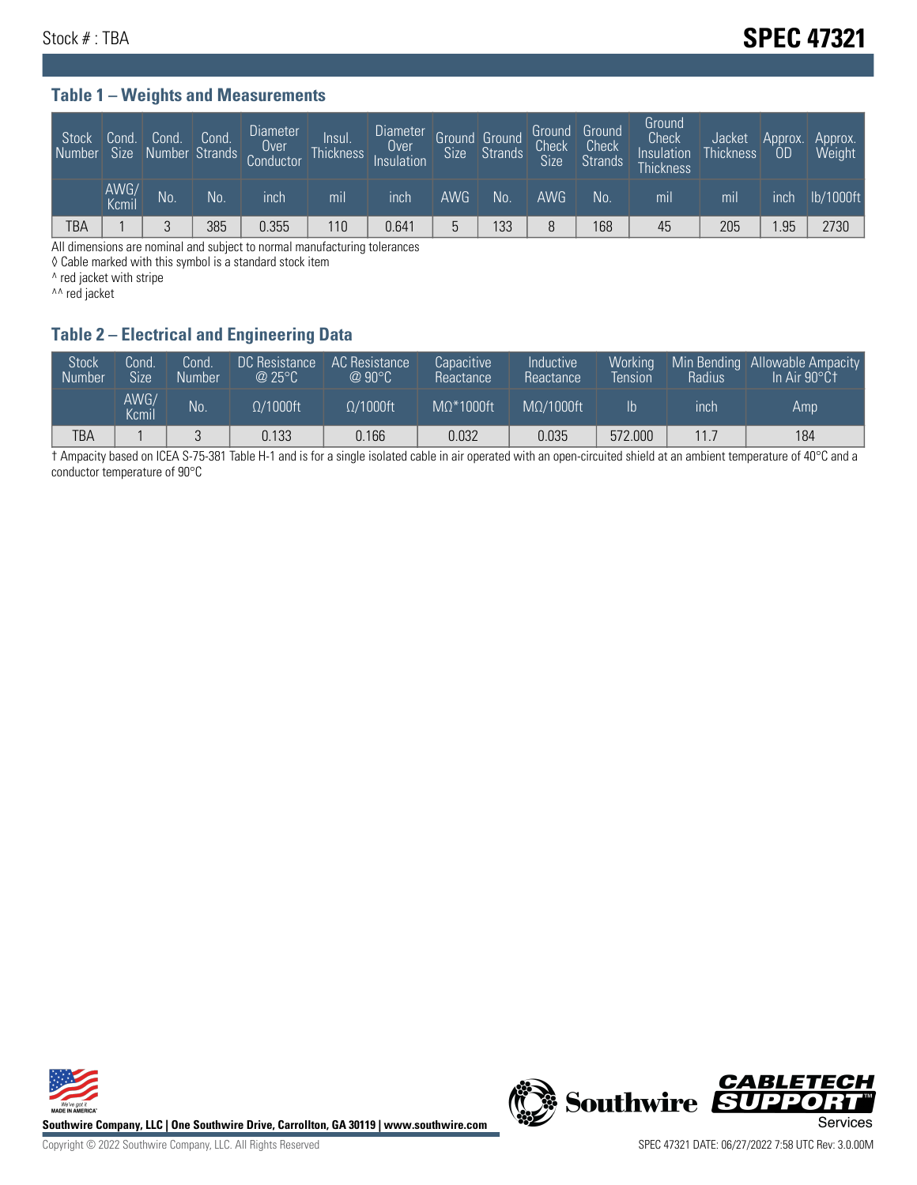Stock # : TBA

# SPEC 47321

## Table 1 – Weights and Measurements

| Stock Number | Cond. Size | Cond. Number | Cond. Strands | Diameter Over Conductor | Insul. Thickness | Diameter Over Insulation | Ground Size | Ground Strands | Ground Check Size | Ground Check Strands | Ground Check Insulation Thickness | Jacket Thickness | Approx. OD | Approx. Weight |
|---|---|---|---|---|---|---|---|---|---|---|---|---|---|---|
| | AWG/ Kcmil | No. | No. | inch | mil | inch | AWG | No. | AWG | No. | mil | mil | inch | lb/1000ft |
| TBA | 1 | 3 | 385 | 0.355 | 110 | 0.641 | 5 | 133 | 8 | 168 | 45 | 205 | 1.95 | 2730 |

All dimensions are nominal and subject to normal manufacturing tolerances

◊ Cable marked with this symbol is a standard stock item

^ red jacket with stripe

^^ red jacket

## Table 2 – Electrical and Engineering Data

| Stock Number | Cond. Size | Cond. Number | DC Resistance @ 25°C | AC Resistance @ 90°C | Capacitive Reactance | Inductive Reactance | Working Tension | Min Bending Radius | Allowable Ampacity In Air 90°C† |
|---|---|---|---|---|---|---|---|---|---|
| | AWG/ Kcmil | No. | Ω/1000ft | Ω/1000ft | MΩ*1000ft | MΩ/1000ft | lb | inch | Amp |
| TBA | 1 | 3 | 0.133 | 0.166 | 0.032 | 0.035 | 572.000 | 11.7 | 184 |

† Ampacity based on ICEA S-75-381 Table H-1 and is for a single isolated cable in air operated with an open-circuited shield at an ambient temperature of 40°C and a conductor temperature of 90°C

Southwire Company, LLC | One Southwire Drive, Carrollton, GA 30119 | www.southwire.com

Copyright © 2022 Southwire Company, LLC. All Rights Reserved

SPEC 47321 DATE: 06/27/2022 7:58 UTC Rev: 3.0.00M